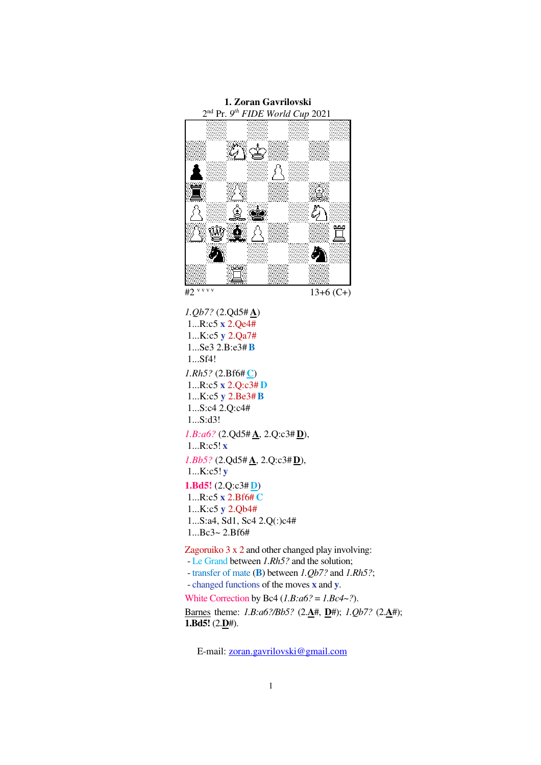**1. Zoran Gavrilovski**
2nd Pr. *9th FIDE World Cup* 2021

#2 v v v v — 13+6 (C+)

*1.Qb7?* (2.Qd5# **A**)
1...R:c5 **x** 2.Qe4#
1...K:c5 **y** 2.Qa7#
1...Se3 2.B:e3# **B**
1...Sf4!

*1.Rh5?* (2.Bf6# **C**)
1...R:c5 **x** 2.Q:c3# **D**
1...K:c5 **y** 2.Be3# **B**
1...S:c4 2.Q:c4#
1...S:d3!

*1.B:a6?* (2.Qd5# **A**, 2.Q:c3# **D**),
1...R:c5! **x**

*1.Bb5?* (2.Qd5# **A**, 2.Q:c3# **D**),
1...K:c5! **y**

**1.Bd5!** (2.Q:c3# **D**)
1...R:c5 **x** 2.Bf6# **C**
1...K:c5 **y** 2.Qb4#
1...S:a4, Sd1, Sc4 2.Q(:)c4#
1...Bc3~ 2.Bf6#

Zagoruiko 3 x 2 and other changed play involving:
- Le Grand between *1.Rh5?* and the solution;
- transfer of mate (**B**) between *1.Qb7?* and *1.Rh5?*;
- changed functions of the moves **x** and **y**.

White Correction by Bc4 (*1.B:a6? = 1.Bc4~?*).

Barnes theme: *1.B:a6?/Bb5?* (2.**A**#, **D**#); *1.Qb7?* (2.**A**#); **1.Bd5!** (2.**D**#).

E-mail: zoran.gavrilovski@gmail.com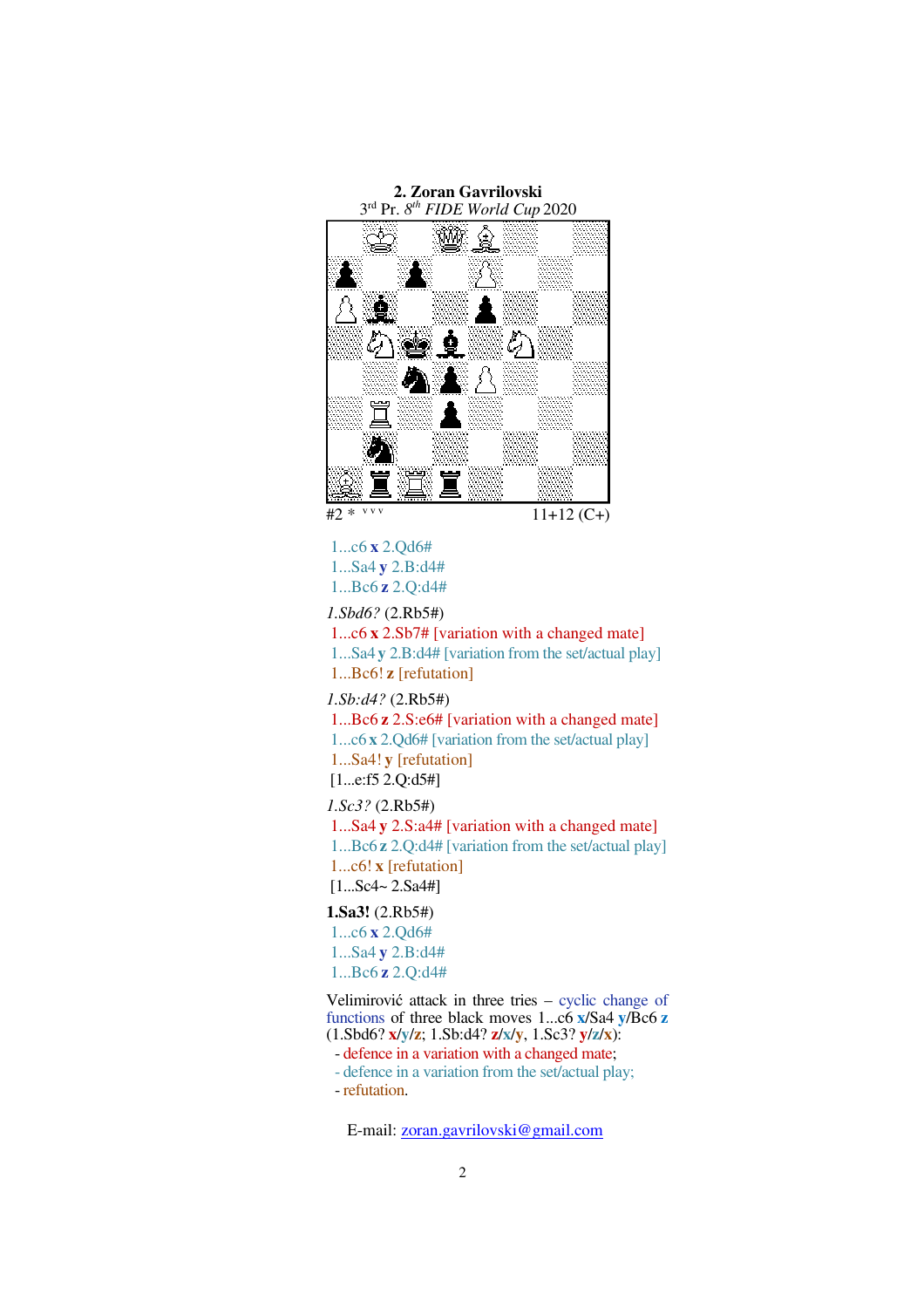**2. Zoran Gavrilovski**
3rd Pr. *8th FIDE World Cup* 2020

#2 * ✓✓✓ 11+12 (C+)

1...c6 **x** 2.Qd6#
1...Sa4 **y** 2.B:d4#
1...Bc6 **z** 2.Q:d4#

*1.Sbd6?* (2.Rb5#)
1...c6 **x** 2.Sb7# [variation with a changed mate]
1...Sa4 **y** 2.B:d4# [variation from the set/actual play]
1...Bc6! **z** [refutation]

*1.Sb:d4?* (2.Rb5#)
1...Bc6 **z** 2.S:e6# [variation with a changed mate]
1...c6 **x** 2.Qd6# [variation from the set/actual play]
1...Sa4! **y** [refutation]
[1...e:f5 2.Q:d5#]

*1.Sc3?* (2.Rb5#)
1...Sa4 **y** 2.S:a4# [variation with a changed mate]
1...Bc6 **z** 2.Q:d4# [variation from the set/actual play]
1...c6! **x** [refutation]
[1...Sc4~ 2.Sa4#]

**1.Sa3!** (2.Rb5#)
1...c6 **x** 2.Qd6#
1...Sa4 **y** 2.B:d4#
1...Bc6 **z** 2.Q:d4#

Velimirović attack in three tries – cyclic change of functions of three black moves 1...c6 **x**/Sa4 **y**/Bc6 **z** (1.Sbd6? **x**/**y**/**z**; 1.Sb:d4? **z**/**x**/**y**, 1.Sc3? **y**/**z**/**x**):

- defence in a variation with a changed mate;
- defence in a variation from the set/actual play;
- refutation.

E-mail: zoran.gavrilovski@gmail.com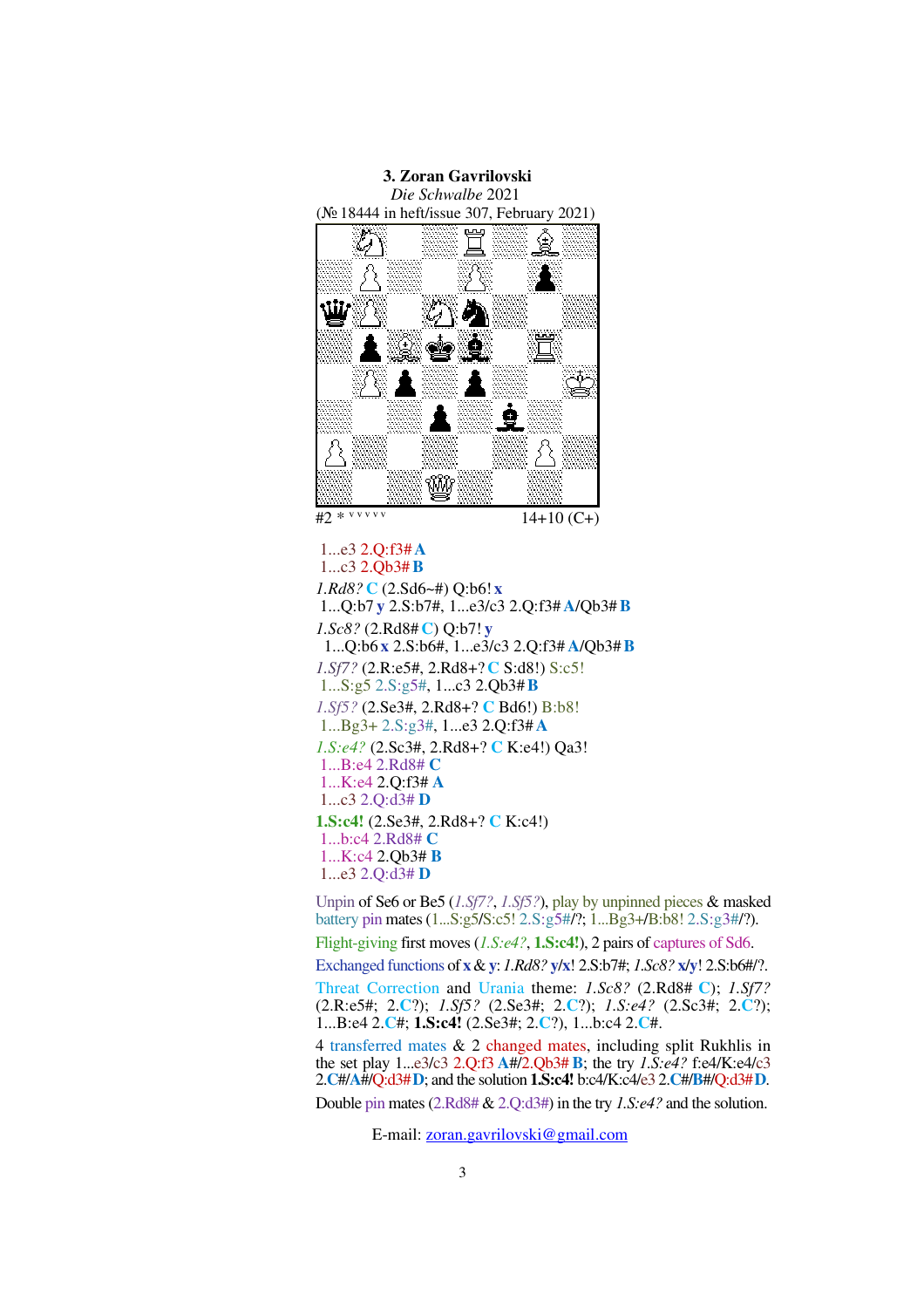**3. Zoran Gavrilovski**
*Die Schwalbe* 2021
(№ 18444 in heft/issue 307, February 2021)

#2 * v v v v v 14+10 (C+)

1...e3 2.Q:f3# **A**
1...c3 2.Qb3# **B**

*1.Rd8?* **C** (2.Sd6~#) Q:b6! **x**
1...Q:b7 **y** 2.S:b7#, 1...e3/c3 2.Q:f3# **A**/Qb3# **B**

*1.Sc8?* (2.Rd8# **C**) Q:b7! **y**
1...Q:b6 **x** 2.S:b6#, 1...e3/c3 2.Q:f3# **A**/Qb3# **B**

*1.Sf7?* (2.R:e5#, 2.Rd8+? **C** S:d8!) S:c5!
1...S:g5 2.S:g5#, 1...c3 2.Qb3# **B**

*1.Sf5?* (2.Se3#, 2.Rd8+? **C** Bd6!) B:b8!
1...Bg3+ 2.S:g3#, 1...e3 2.Q:f3# **A**

*1.S:e4?* (2.Sc3#, 2.Rd8+? **C** K:e4!) Qa3!
1...B:e4 2.Rd8# **C**
1...K:e4 2.Q:f3# **A**
1...c3 2.Q:d3# **D**

**1.S:c4!** (2.Se3#, 2.Rd8+? **C** K:c4!)
1...b:c4 2.Rd8# **C**
1...K:c4 2.Qb3# **B**
1...e3 2.Q:d3# **D**

Unpin of Se6 or Be5 (*1.Sf7?*, *1.Sf5?*), play by unpinned pieces & masked battery pin mates (1...S:g5/S:c5! 2.S:g5#/?; 1...Bg3+/B:b8! 2.S:g3#/?).

Flight-giving first moves (*1.S:e4?*, **1.S:c4!**), 2 pairs of captures of Sd6.

Exchanged functions of **x** & **y**: *1.Rd8?* **y**/**x**! 2.S:b7#; *1.Sc8?* **x**/**y**! 2.S:b6#/?.

Threat Correction and Urania theme: *1.Sc8?* (2.Rd8# **C**); *1.Sf7?* (2.R:e5#; 2.**C**?); *1.Sf5?* (2.Se3#; 2.**C**?); *1.S:e4?* (2.Sc3#; 2.**C**?); 1...B:e4 2.**C**#; **1.S:c4!** (2.Se3#; 2.**C**?), 1...b:c4 2.**C**#.

4 transferred mates & 2 changed mates, including split Rukhlis in the set play 1...e3/c3 2.Q:f3 **A**#/2.Qb3# **B**; the try *1.S:e4?* f:e4/K:e4/c3 2.**C**#/**A**#/Q:d3# **D**; and the solution **1.S:c4!** b:c4/K:c4/e3 2.**C**#/**B**#/Q:d3# **D**.

Double pin mates (2.Rd8# & 2.Q:d3#) in the try *1.S:e4?* and the solution.

E-mail: zoran.gavrilovski@gmail.com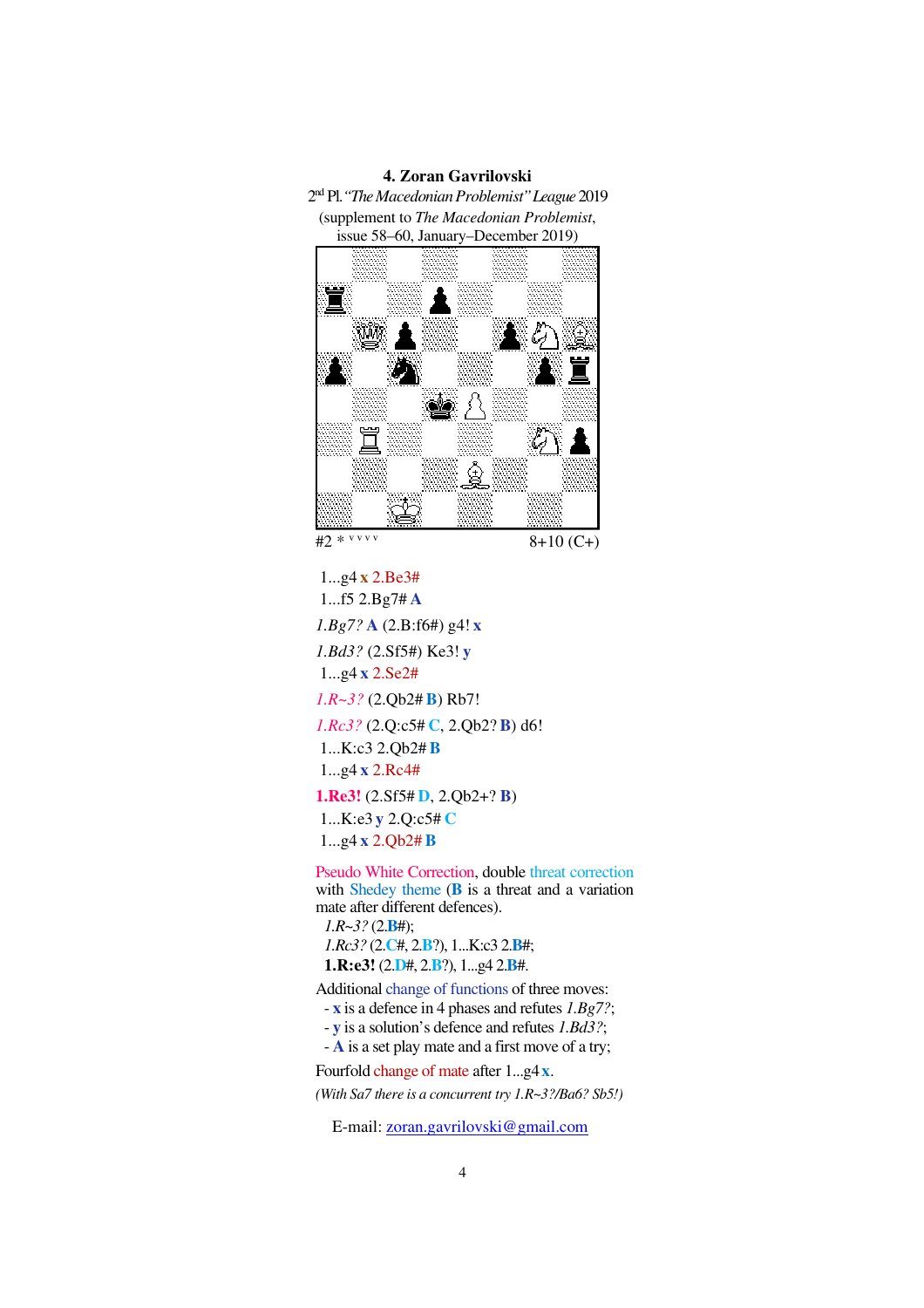**4. Zoran Gavrilovski**

2nd Pl. *"The Macedonian Problemist" League* 2019

(supplement to *The Macedonian Problemist*, issue 58–60, January–December 2019)

#2 * v v v v 8+10 (C+)

1...g4 **x** 2.Be3#
1...f5 2.Bg7# **A**

*1.Bg7?* **A** (2.B:f6#) g4! **x**

*1.Bd3?* (2.Sf5#) Ke3! **y**
1...g4 **x** 2.Se2#

*1.R~3?* (2.Qb2# **B**) Rb7!

*1.Rc3?* (2.Q:c5# **C**, 2.Qb2? **B**) d6!
1...K:c3 2.Qb2# **B**
1...g4 **x** 2.Rc4#

**1.Re3!** (2.Sf5# **D**, 2.Qb2+? **B**)
1...K:e3 **y** 2.Q:c5# **C**
1...g4 **x** 2.Qb2# **B**

Pseudo White Correction, double threat correction with Shedey theme (**B** is a threat and a variation mate after different defences).
*1.R~3?* (2.**B**#);
*1.Rc3?* (2.**C**#, 2.**B**?), 1...K:c3 2.**B**#;
**1.R:e3!** (2.**D**#, 2.**B**?), 1...g4 2.**B**#.

Additional change of functions of three moves:
- **x** is a defence in 4 phases and refutes *1.Bg7?*;
- **y** is a solution's defence and refutes *1.Bd3?*;
- **A** is a set play mate and a first move of a try;

Fourfold change of mate after 1...g4 **x**.

*(With Sa7 there is a concurrent try 1.R~3?/Ba6? Sb5!)*

E-mail: zoran.gavrilovski@gmail.com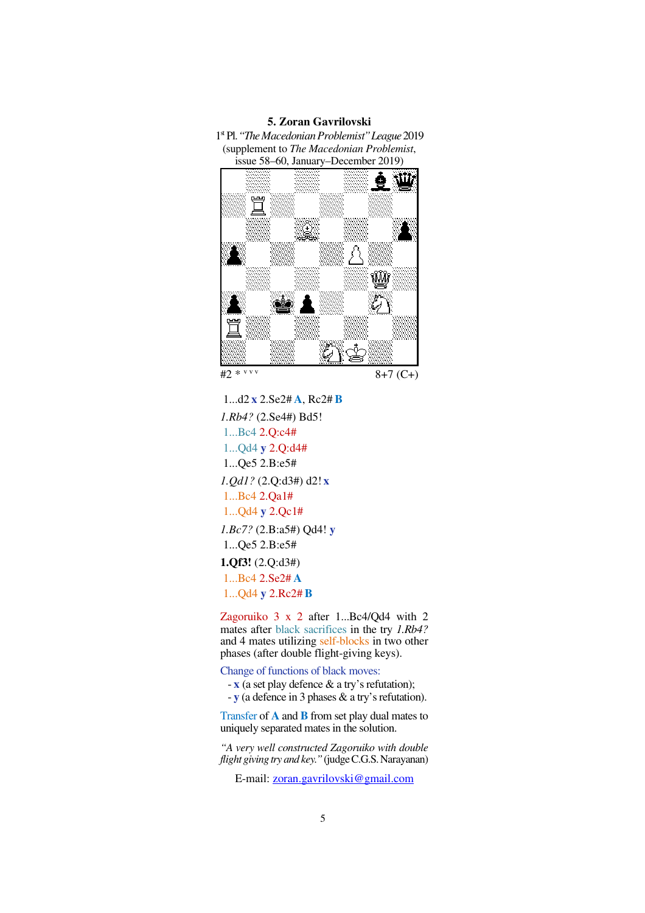**5. Zoran Gavrilovski**

1st Pl. *"The Macedonian Problemist" League* 2019
(supplement to *The Macedonian Problemist*, issue 58–60, January–December 2019)

#2 * v v v — 8+7 (C+)

1...d2 **x** 2.Se2# **A**, Rc2# **B**

*1.Rb4?* (2.Se4#) Bd5!

1...Bc4 2.Q:c4#

1...Qd4 **y** 2.Q:d4#

1...Qe5 2.B:e5#

*1.Qd1?* (2.Q:d3#) d2! **x**

1...Bc4 2.Qa1#

1...Qd4 **y** 2.Qc1#

*1.Bc7?* (2.B:a5#) Qd4! **y**

1...Qe5 2.B:e5#

**1.Qf3!** (2.Q:d3#)

1...Bc4 2.Se2# **A**

1...Qd4 **y** 2.Rc2# **B**

Zagoruiko 3 x 2 after 1...Bc4/Qd4 with 2 mates after black sacrifices in the try *1.Rb4?* and 4 mates utilizing self-blocks in two other phases (after double flight-giving keys).

Change of functions of black moves:

- **x** (a set play defence & a try's refutation);
- **y** (a defence in 3 phases & a try's refutation).

Transfer of **A** and **B** from set play dual mates to uniquely separated mates in the solution.

*"A very well constructed Zagoruiko with double flight giving try and key."* (judge C.G.S. Narayanan)

E-mail: zoran.gavrilovski@gmail.com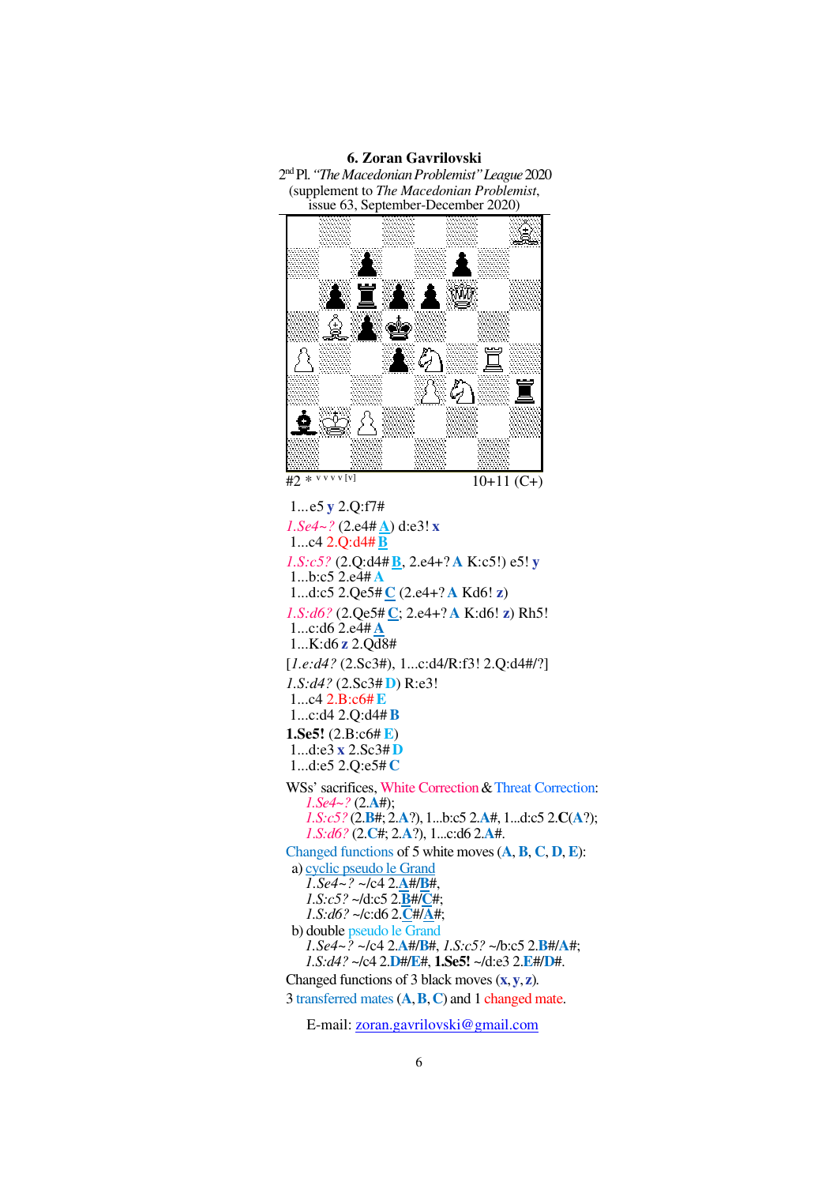**6. Zoran Gavrilovski**

2nd Pl. *"The Macedonian Problemist" League* 2020
(supplement to *The Macedonian Problemist*, issue 63, September-December 2020)

#2 * v v v v [v] 10+11 (C+)

1...e5 **y** 2.Q:f7#

*1.Se4~?* (2.e4# **A**) d:e3! **x**
1...c4 2.Q:d4# **B**

*1.S:c5?* (2.Q:d4# **B**, 2.e4+? **A** K:c5!) e5! **y**
1...b:c5 2.e4# **A**
1...d:c5 2.Qe5# **C** (2.e4+? **A** Kd6! **z**)

*1.S:d6?* (2.Qe5# **C**; 2.e4+? **A** K:d6! **z**) Rh5!
1...c:d6 2.e4# **A**
1...K:d6 **z** 2.Qd8#

[*1.e:d4?* (2.Sc3#), 1...c:d4/R:f3! 2.Q:d4#/?]

*1.S:d4?* (2.Sc3# **D**) R:e3!
1...c4 2.B:c6# **E**
1...c:d4 2.Q:d4# **B**

**1.Se5!** (2.B:c6# **E**)
1...d:e3 **x** 2.Sc3# **D**
1...d:e5 2.Q:e5# **C**

WSs' sacrifices, White Correction & Threat Correction:
*1.Se4~?* (2.**A**#);
*1.S:c5?* (2.**B**#; 2.**A**?), 1...b:c5 2.**A**#, 1...d:c5 2.**C**(**A**?);
*1.S:d6?* (2.**C**#; 2.**A**?), 1...c:d6 2.**A**#.

Changed functions of 5 white moves (**A**, **B**, **C**, **D**, **E**):

a) cyclic pseudo le Grand
*1.Se4~?* ~/c4 2.**A**#/**B**#,
*1.S:c5?* ~/d:c5 2.**B**#/**C**#;
*1.S:d6?* ~/c:d6 2.**C**#/**A**#;

b) double pseudo le Grand
*1.Se4~?* ~/c4 2.**A**#/**B**#, *1.S:c5?* ~/b:c5 2.**B**#/**A**#;
*1.S:d4?* ~/c4 2.**D**#/**E**#, **1.Se5!** ~/d:e3 2.**E**#/**D**#.

Changed functions of 3 black moves (**x**, **y**, **z**).

3 transferred mates (**A**, **B**, **C**) and 1 changed mate.

E-mail: zoran.gavrilovski@gmail.com